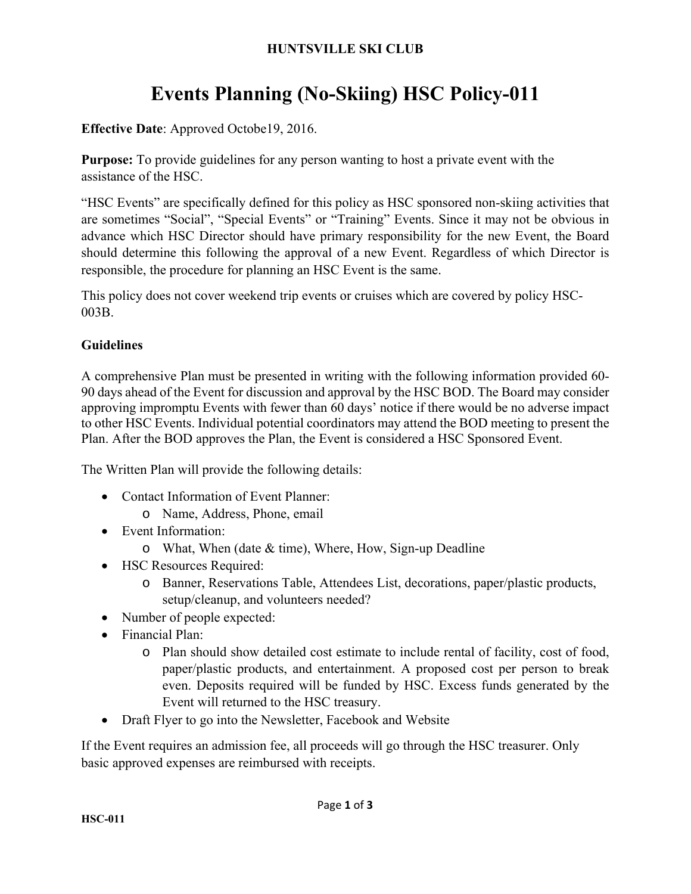**HUNTSVILLE SKI CLUB**

# Events Planning (No-Skiing) HSC Policy-011

**Effective Date**: Approved Octobe19, 2016.

**Purpose:** To provide guidelines for any person wanting to host a private event with the assistance of the HSC.

"HSC Events" are specifically defined for this policy as HSC sponsored non-skiing activities that are sometimes "Social", "Special Events" or "Training" Events. Since it may not be obvious in advance which HSC Director should have primary responsibility for the new Event, the Board should determine this following the approval of a new Event. Regardless of which Director is responsible, the procedure for planning an HSC Event is the same.

This policy does not cover weekend trip events or cruises which are covered by policy HSC-003B.

**Guidelines**

A comprehensive Plan must be presented in writing with the following information provided 60-90 days ahead of the Event for discussion and approval by the HSC BOD. The Board may consider approving impromptu Events with fewer than 60 days' notice if there would be no adverse impact to other HSC Events. Individual potential coordinators may attend the BOD meeting to present the Plan. After the BOD approves the Plan, the Event is considered a HSC Sponsored Event.

The Written Plan will provide the following details:

- Contact Information of Event Planner:
  - Name, Address, Phone, email
- Event Information:
  - What, When (date & time), Where, How, Sign-up Deadline
- HSC Resources Required:
  - Banner, Reservations Table, Attendees List, decorations, paper/plastic products, setup/cleanup, and volunteers needed?
- Number of people expected:
- Financial Plan:
  - Plan should show detailed cost estimate to include rental of facility, cost of food, paper/plastic products, and entertainment. A proposed cost per person to break even. Deposits required will be funded by HSC. Excess funds generated by the Event will returned to the HSC treasury.
- Draft Flyer to go into the Newsletter, Facebook and Website

If the Event requires an admission fee, all proceeds will go through the HSC treasurer. Only basic approved expenses are reimbursed with receipts.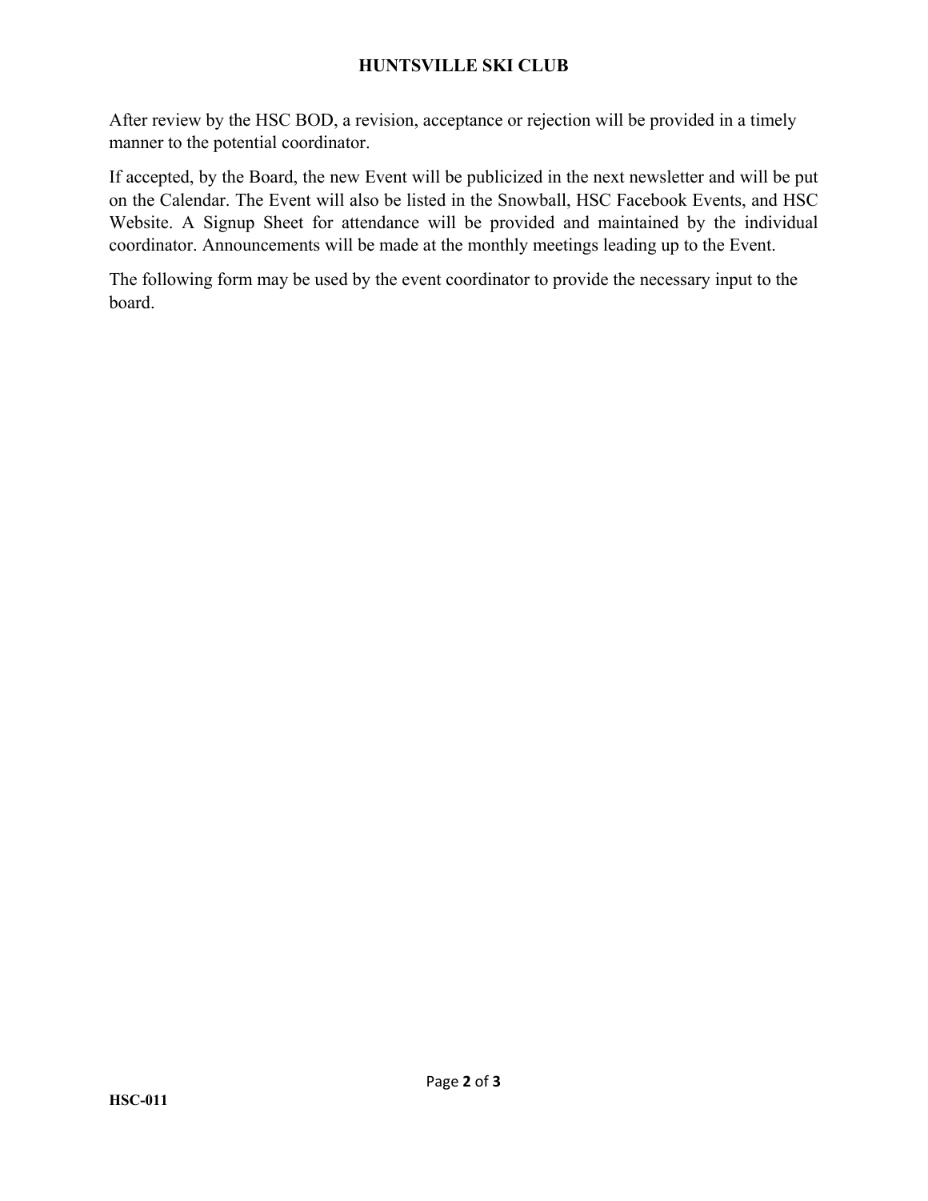After review by the HSC BOD, a revision, acceptance or rejection will be provided in a timely manner to the potential coordinator.

If accepted, by the Board, the new Event will be publicized in the next newsletter and will be put on the Calendar. The Event will also be listed in the Snowball, HSC Facebook Events, and HSC Website. A Signup Sheet for attendance will be provided and maintained by the individual coordinator. Announcements will be made at the monthly meetings leading up to the Event.

The following form may be used by the event coordinator to provide the necessary input to the board.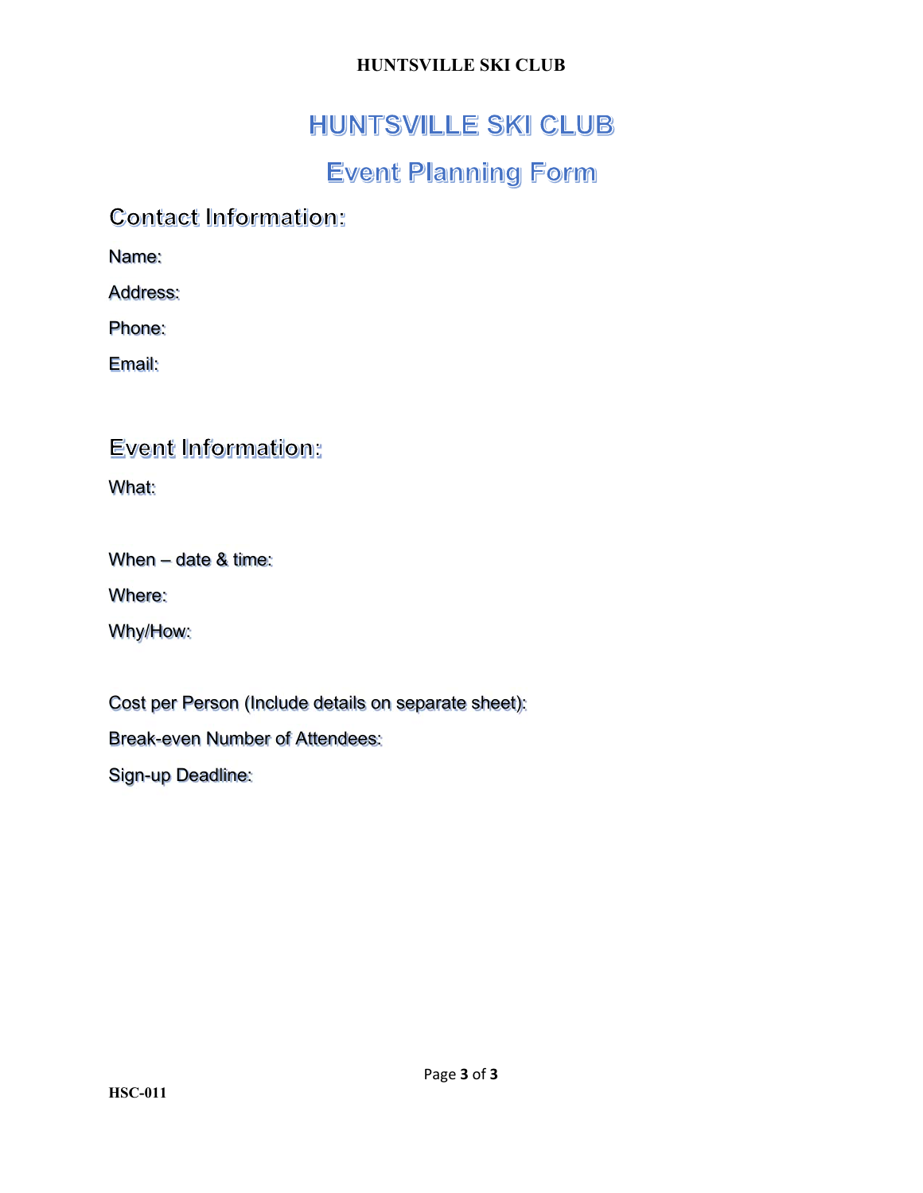# HUNTSVILLE SKI CLUB

# Event Planning Form

## Contact Information:

Name:

Address:

Phone:

Email:

## Event Information:

What:

When – date & time:

Where:

Why/How:

Cost per Person (Include details on separate sheet):

Break-even Number of Attendees:

Sign-up Deadline:

HSC-011